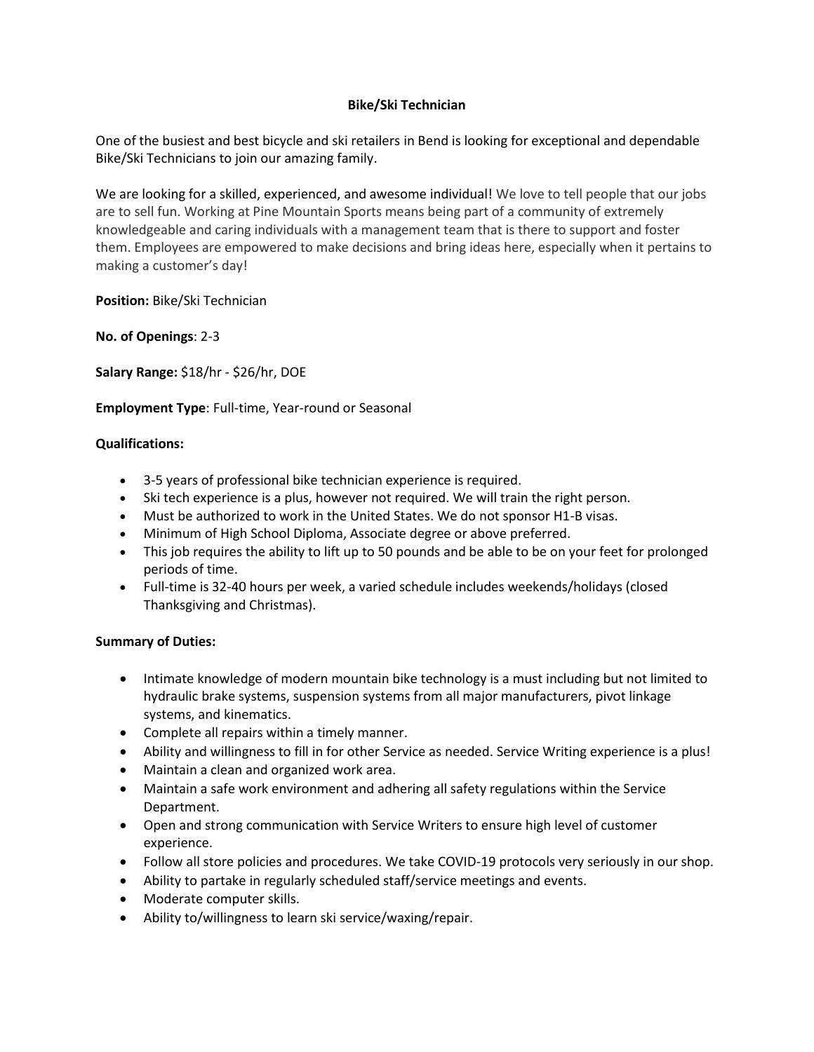# Bike/Ski Technician

One of the busiest and best bicycle and ski retailers in Bend is looking for exceptional and dependable Bike/Ski Technicians to join our amazing family.

We are looking for a skilled, experienced, and awesome individual! We love to tell people that our jobs are to sell fun. Working at Pine Mountain Sports means being part of a community of extremely knowledgeable and caring individuals with a management team that is there to support and foster them. Employees are empowered to make decisions and bring ideas here, especially when it pertains to making a customer's day!

**Position:** Bike/Ski Technician

**No. of Openings**: 2-3

**Salary Range:** $18/hr - $26/hr, DOE

**Employment Type**: Full-time, Year-round or Seasonal

**Qualifications:**

- 3-5 years of professional bike technician experience is required.
- Ski tech experience is a plus, however not required. We will train the right person.
- Must be authorized to work in the United States. We do not sponsor H1-B visas.
- Minimum of High School Diploma, Associate degree or above preferred.
- This job requires the ability to lift up to 50 pounds and be able to be on your feet for prolonged periods of time.
- Full-time is 32-40 hours per week, a varied schedule includes weekends/holidays (closed Thanksgiving and Christmas).

**Summary of Duties:**

- Intimate knowledge of modern mountain bike technology is a must including but not limited to hydraulic brake systems, suspension systems from all major manufacturers, pivot linkage systems, and kinematics.
- Complete all repairs within a timely manner.
- Ability and willingness to fill in for other Service as needed. Service Writing experience is a plus!
- Maintain a clean and organized work area.
- Maintain a safe work environment and adhering all safety regulations within the Service Department.
- Open and strong communication with Service Writers to ensure high level of customer experience.
- Follow all store policies and procedures. We take COVID-19 protocols very seriously in our shop.
- Ability to partake in regularly scheduled staff/service meetings and events.
- Moderate computer skills.
- Ability to/willingness to learn ski service/waxing/repair.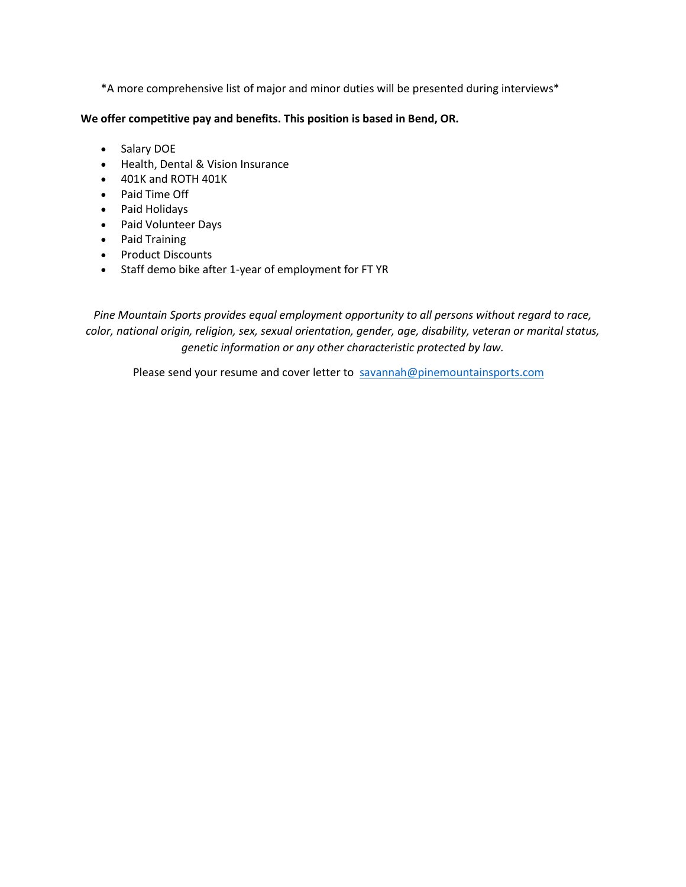*A more comprehensive list of major and minor duties will be presented during interviews*

**We offer competitive pay and benefits. This position is based in Bend, OR.**

- Salary DOE
- Health, Dental & Vision Insurance
- 401K and ROTH 401K
- Paid Time Off
- Paid Holidays
- Paid Volunteer Days
- Paid Training
- Product Discounts
- Staff demo bike after 1-year of employment for FT YR

*Pine Mountain Sports provides equal employment opportunity to all persons without regard to race, color, national origin, religion, sex, sexual orientation, gender, age, disability, veteran or marital status, genetic information or any other characteristic protected by law.*

Please send your resume and cover letter to savannah@pinemountainsports.com